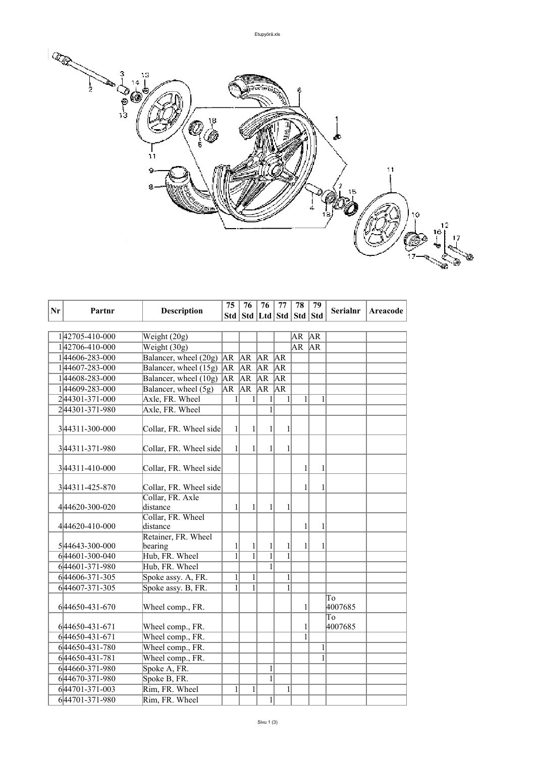| Nr | Partnr | Description | 75 Std | 76 Std | 76 Ltd | 77 Std | 78 Std | 79 Std | Serialnr | Areacode |
|---|---|---|---|---|---|---|---|---|---|---|
| 1 | 42705-410-000 | Weight (20g) | | | | | AR | AR | | |
| 1 | 42706-410-000 | Weight (30g) | | | | | AR | AR | | |
| 1 | 44606-283-000 | Balancer, wheel (20g) | AR | AR | AR | AR | | | | |
| 1 | 44607-283-000 | Balancer, wheel (15g) | AR | AR | AR | AR | | | | |
| 1 | 44608-283-000 | Balancer, wheel (10g) | AR | AR | AR | AR | | | | |
| 1 | 44609-283-000 | Balancer, wheel (5g) | AR | AR | AR | AR | | | | |
| 2 | 44301-371-000 | Axle, FR. Wheel | 1 | 1 | 1 | 1 | 1 | 1 | | |
| 2 | 44301-371-980 | Axle, FR. Wheel | | | 1 | | | | | |
| 3 | 44311-300-000 | Collar, FR. Wheel side | 1 | 1 | 1 | 1 | | | | |
| 3 | 44311-371-980 | Collar, FR. Wheel side | 1 | 1 | 1 | 1 | | | | |
| 3 | 44311-410-000 | Collar, FR. Wheel side | | | | | 1 | 1 | | |
| 3 | 44311-425-870 | Collar, FR. Wheel side | | | | | 1 | 1 | | |
| 4 | 44620-300-020 | Collar, FR. Axle distance | 1 | 1 | 1 | 1 | | | | |
| 4 | 44620-410-000 | Collar, FR. Wheel distance | | | | | 1 | 1 | | |
| 5 | 44643-300-000 | Retainer, FR. Wheel bearing | 1 | 1 | 1 | 1 | 1 | 1 | | |
| 6 | 44601-300-040 | Hub, FR. Wheel | 1 | 1 | 1 | 1 | | | | |
| 6 | 44601-371-980 | Hub, FR. Wheel | | | 1 | | | | | |
| 6 | 44606-371-305 | Spoke assy. A, FR. | 1 | 1 | | 1 | | | | |
| 6 | 44607-371-305 | Spoke assy. B, FR. | 1 | 1 | | 1 | | | | |
| 6 | 44650-431-670 | Wheel comp., FR. | | | | | 1 | | To 4007685 | |
| 6 | 44650-431-671 | Wheel comp., FR. | | | | | 1 | | To 4007685 | |
| 6 | 44650-431-671 | Wheel comp., FR. | | | | | 1 | | | |
| 6 | 44650-431-780 | Wheel comp., FR. | | | | | | 1 | | |
| 6 | 44650-431-781 | Wheel comp., FR. | | | | | | 1 | | |
| 6 | 44660-371-980 | Spoke A, FR. | | | 1 | | | | | |
| 6 | 44670-371-980 | Spoke B, FR. | | | 1 | | | | | |
| 6 | 44701-371-003 | Rim, FR. Wheel | 1 | 1 | | 1 | | | | |
| 6 | 44701-371-980 | Rim, FR. Wheel | | | 1 | | | | | |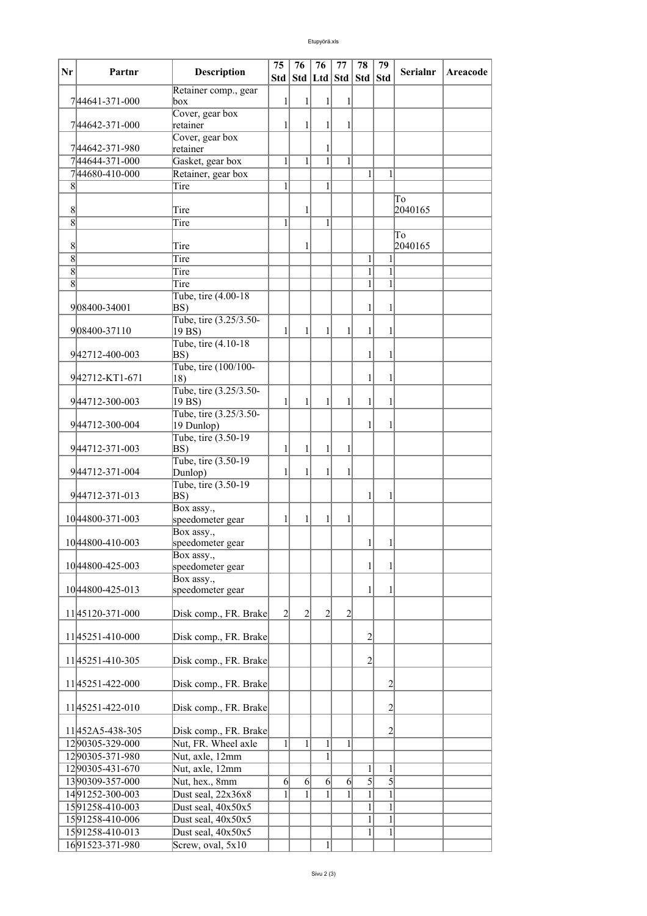| Nr | Partnr | Description | 75 Std | 76 Std | 76 Ltd | 77 Std | 78 Std | 79 Std | Serialnr | Areacode |
|---|---|---|---|---|---|---|---|---|---|---|
| 7 | 44641-371-000 | Retainer comp., gear box | 1 | 1 | 1 | 1 | | | | |
| 7 | 44642-371-000 | Cover, gear box retainer | 1 | 1 | 1 | 1 | | | | |
| 7 | 44642-371-980 | Cover, gear box retainer | | | 1 | | | | | |
| 7 | 44644-371-000 | Gasket, gear box | 1 | 1 | 1 | 1 | | | | |
| 7 | 44680-410-000 | Retainer, gear box | | | | | 1 | 1 | | |
| 8 | | Tire | 1 | | 1 | | | | | |
| 8 | | Tire | | 1 | | | | | To 2040165 | |
| 8 | | Tire | 1 | | 1 | | | | | |
| 8 | | Tire | | 1 | | | | | To 2040165 | |
| 8 | | Tire | | | | | 1 | 1 | | |
| 8 | | Tire | | | | | 1 | 1 | | |
| 8 | | Tire | | | | | 1 | 1 | | |
| 9 | 08400-34001 | Tube, tire (4.00-18 BS) | | | | | 1 | 1 | | |
| 9 | 08400-37110 | Tube, tire (3.25/3.50-19 BS) | 1 | 1 | 1 | 1 | 1 | 1 | | |
| 9 | 42712-400-003 | Tube, tire (4.10-18 BS) | | | | | 1 | 1 | | |
| 9 | 42712-KT1-671 | Tube, tire (100/100-18) | | | | | 1 | 1 | | |
| 9 | 44712-300-003 | Tube, tire (3.25/3.50-19 BS) | 1 | 1 | 1 | 1 | 1 | 1 | | |
| 9 | 44712-300-004 | Tube, tire (3.25/3.50-19 Dunlop) | | | | | 1 | 1 | | |
| 9 | 44712-371-003 | Tube, tire (3.50-19 BS) | 1 | 1 | 1 | 1 | | | | |
| 9 | 44712-371-004 | Tube, tire (3.50-19 Dunlop) | 1 | 1 | 1 | 1 | | | | |
| 9 | 44712-371-013 | Tube, tire (3.50-19 BS) | | | | | 1 | 1 | | |
| 10 | 44800-371-003 | Box assy., speedometer gear | 1 | 1 | 1 | 1 | | | | |
| 10 | 44800-410-003 | Box assy., speedometer gear | | | | | 1 | 1 | | |
| 10 | 44800-425-003 | Box assy., speedometer gear | | | | | 1 | 1 | | |
| 10 | 44800-425-013 | Box assy., speedometer gear | | | | | 1 | 1 | | |
| 11 | 45120-371-000 | Disk comp., FR. Brake | 2 | 2 | 2 | 2 | | | | |
| 11 | 45251-410-000 | Disk comp., FR. Brake | | | | | 2 | | | |
| 11 | 45251-410-305 | Disk comp., FR. Brake | | | | | 2 | | | |
| 11 | 45251-422-000 | Disk comp., FR. Brake | | | | | | 2 | | |
| 11 | 45251-422-010 | Disk comp., FR. Brake | | | | | | 2 | | |
| 11 | 452A5-438-305 | Disk comp., FR. Brake | | | | | | 2 | | |
| 12 | 90305-329-000 | Nut, FR. Wheel axle | 1 | 1 | 1 | 1 | | | | |
| 12 | 90305-371-980 | Nut, axle, 12mm | | | 1 | | | | | |
| 12 | 90305-431-670 | Nut, axle, 12mm | | | | | 1 | 1 | | |
| 13 | 90309-357-000 | Nut, hex., 8mm | 6 | 6 | 6 | 6 | 5 | 5 | | |
| 14 | 91252-300-003 | Dust seal, 22x36x8 | 1 | 1 | 1 | 1 | 1 | 1 | | |
| 15 | 91258-410-003 | Dust seal, 40x50x5 | | | | | 1 | 1 | | |
| 15 | 91258-410-006 | Dust seal, 40x50x5 | | | | | 1 | 1 | | |
| 15 | 91258-410-013 | Dust seal, 40x50x5 | | | | | 1 | 1 | | |
| 16 | 91523-371-980 | Screw, oval, 5x10 | | | 1 | | | | | |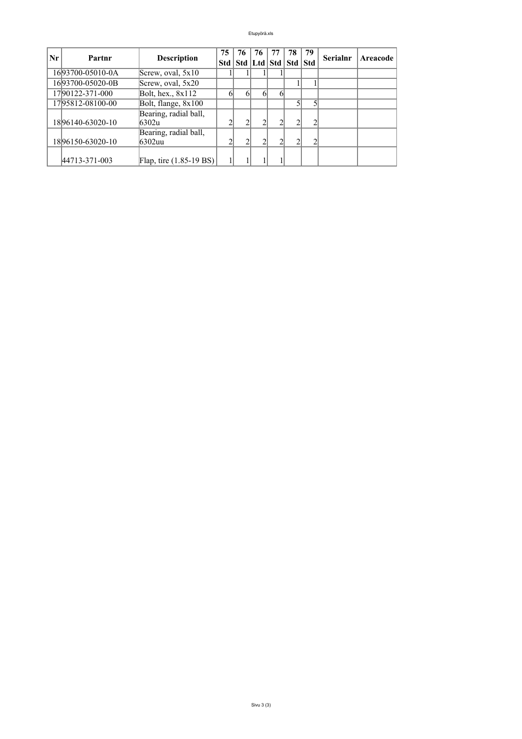| Nr | Partnr | Description | 75 Std | 76 Std | 76 Ltd | 77 Std | 78 Std | 79 Std | Serialnr | Areacode |
|---|---|---|---|---|---|---|---|---|---|---|
| 16 | 93700-05010-0A | Screw, oval, 5x10 | 1 | 1 | 1 | 1 | | | | |
| 16 | 93700-05020-0B | Screw, oval, 5x20 | | | | | 1 | 1 | | |
| 17 | 90122-371-000 | Bolt, hex., 8x112 | 6 | 6 | 6 | 6 | | | | |
| 17 | 95812-08100-00 | Bolt, flange, 8x100 | | | | | 5 | 5 | | |
| 18 | 96140-63020-10 | Bearing, radial ball, 6302u | 2 | 2 | 2 | 2 | 2 | 2 | | |
| 18 | 96150-63020-10 | Bearing, radial ball, 6302uu | 2 | 2 | 2 | 2 | 2 | 2 | | |
| | 44713-371-003 | Flap, tire (1.85-19 BS) | 1 | 1 | 1 | 1 | | | | |